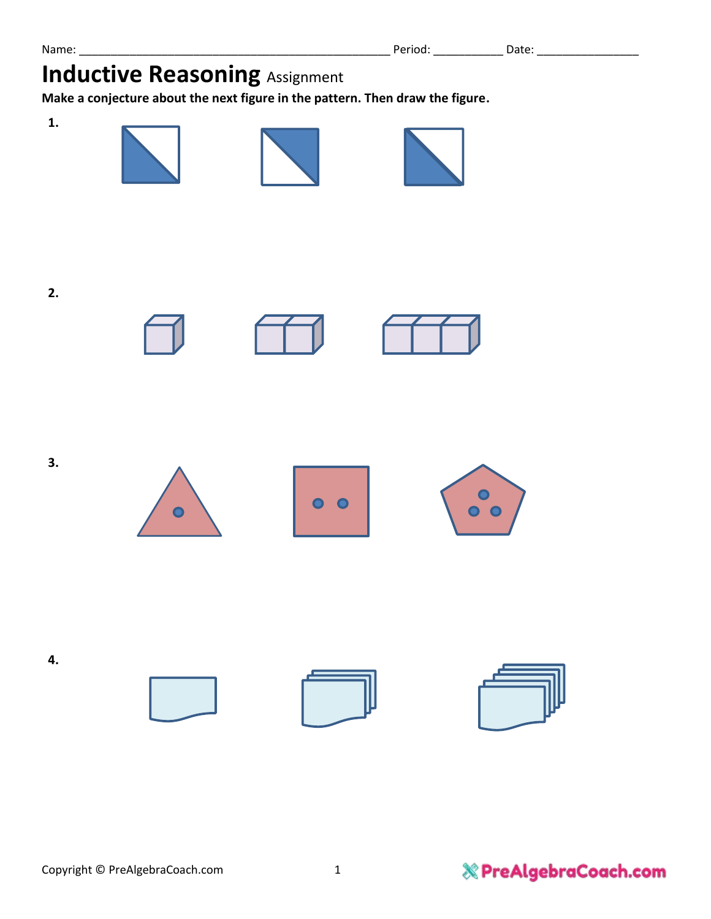Name: \_\_\_\_\_\_\_\_\_\_\_\_\_\_\_\_\_\_\_\_\_\_\_\_\_\_\_\_\_\_\_\_\_\_\_\_\_\_\_\_\_\_\_\_\_\_\_\_ Period: \_\_\_\_\_\_\_\_\_\_\_ Date: \_\_\_\_\_\_\_\_\_\_\_\_\_\_\_\_

# Inductive Reasoning Assignment

**Make a conjecture about the next figure in the pattern. Then draw the figure.**

**1.**

**2.**

**3.**

**4.**

Copyright © PreAlgebraCoach.com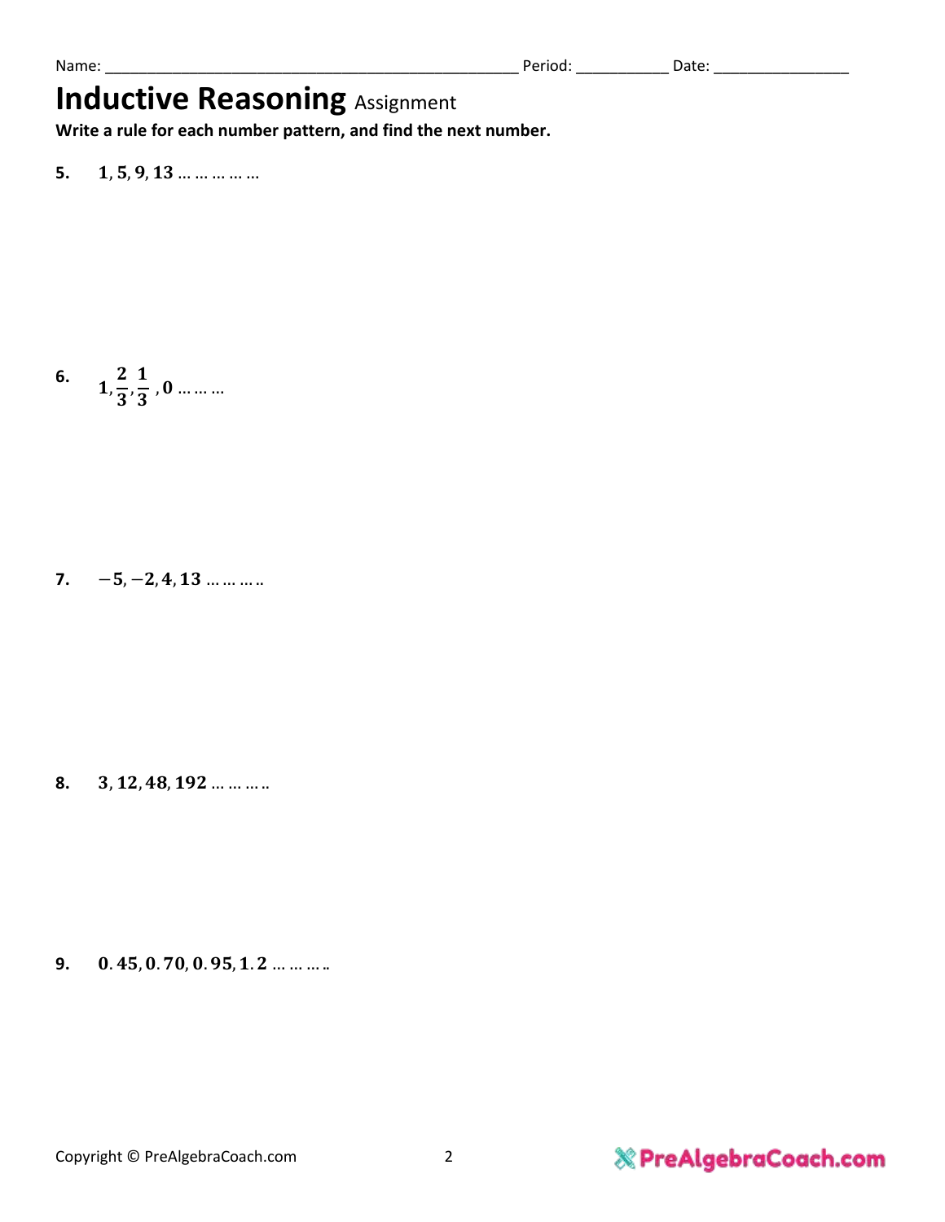Name: ________________________________________________ Period: __________ Date: _______________

# Inductive Reasoning Assignment

**Write a rule for each number pattern, and find the next number.**

**5.** $\mathbf{1, 5, 9, 13 \ldots \ldots \ldots \ldots \ldots}$

**6.** $\mathbf{1, \frac{2}{3}, \frac{1}{3}, 0 \ldots \ldots \ldots}$

**7.** $\mathbf{-5, -2, 4, 13 \ldots \ldots \ldots ..}$

**8.** $\mathbf{3, 12, 48, 192 \ldots \ldots \ldots ..}$

**9.** $\mathbf{0.45, 0.70, 0.95, 1.2 \ldots \ldots \ldots ..}$

Copyright © PreAlgebraCoach.com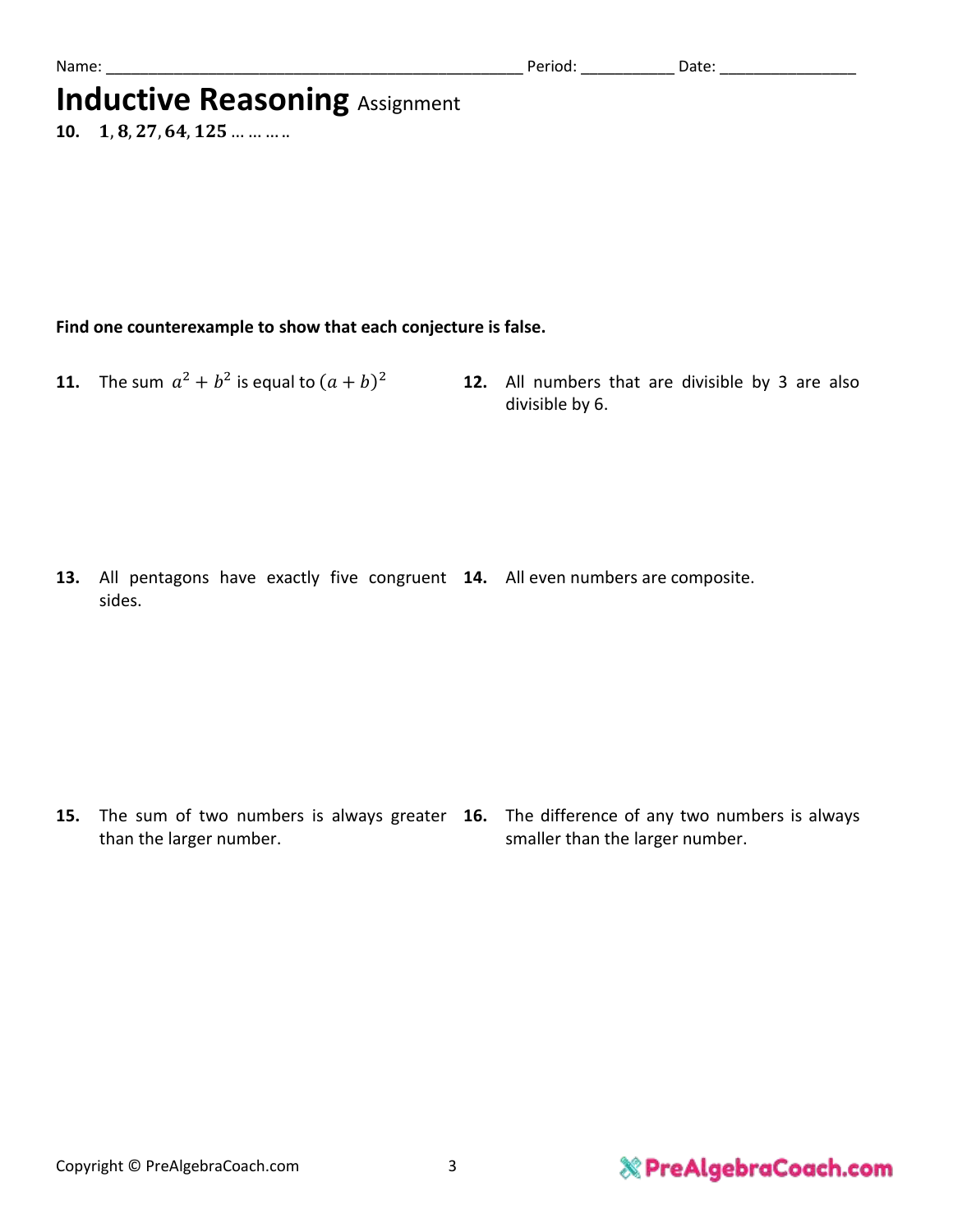Name: ________________________________________________ Period: __________ Date: ________________

# Inductive Reasoning Assignment

**10.** $\mathbf{1, 8, 27, 64, 125 \ldots\ldots\ldots}$

**Find one counterexample to show that each conjecture is false.**

**11.** The sum $a^2 + b^2$ is equal to $(a+b)^2$

**12.** All numbers that are divisible by 3 are also divisible by 6.

**13.** All pentagons have exactly five congruent sides.

**14.** All even numbers are composite.

**15.** The sum of two numbers is always greater than the larger number.

**16.** The difference of any two numbers is always smaller than the larger number.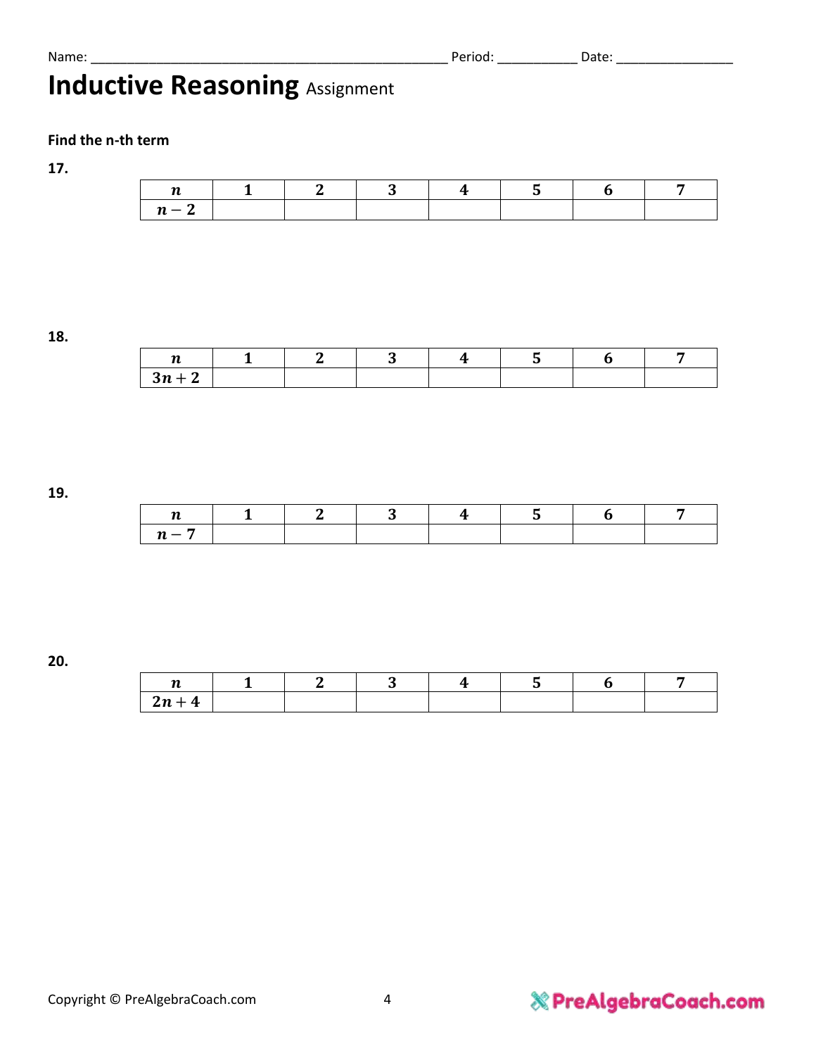Name: ______________________________________________ Period: __________ Date: _______________

# Inductive Reasoning Assignment

**Find the n-th term**

**17.**

| $n$ | 1 | 2 | 3 | 4 | 5 | 6 | 7 |
|---|---|---|---|---|---|---|---|
| $n-2$ | | | | | | | |

**18.**

| $n$ | 1 | 2 | 3 | 4 | 5 | 6 | 7 |
|---|---|---|---|---|---|---|---|
| $3n+2$ | | | | | | | |

**19.**

| $n$ | 1 | 2 | 3 | 4 | 5 | 6 | 7 |
|---|---|---|---|---|---|---|---|
| $n-7$ | | | | | | | |

**20.**

| $n$ | 1 | 2 | 3 | 4 | 5 | 6 | 7 |
|---|---|---|---|---|---|---|---|
| $2n+4$ | | | | | | | |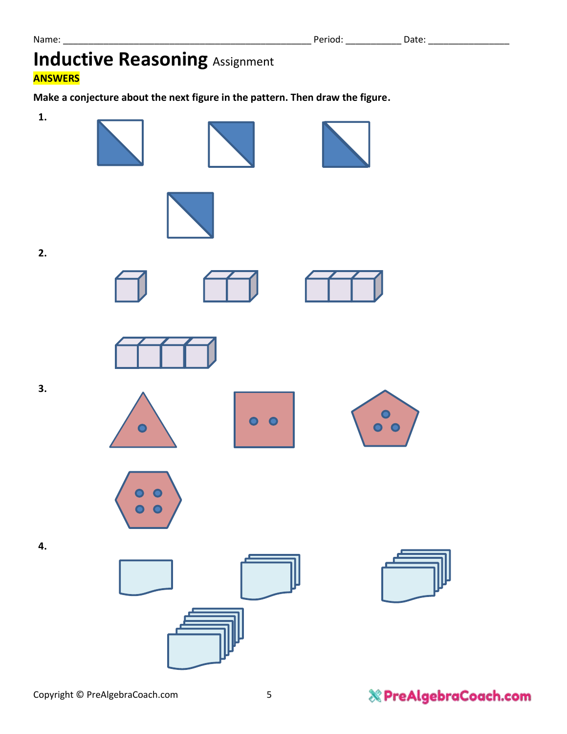Name: ______________________________ Period: __________ Date: ______________

# Inductive Reasoning Assignment

**ANSWERS**

**Make a conjecture about the next figure in the pattern. Then draw the figure.**

**1.**

**2.**

**3.**

**4.**

Copyright © PreAlgebraCoach.com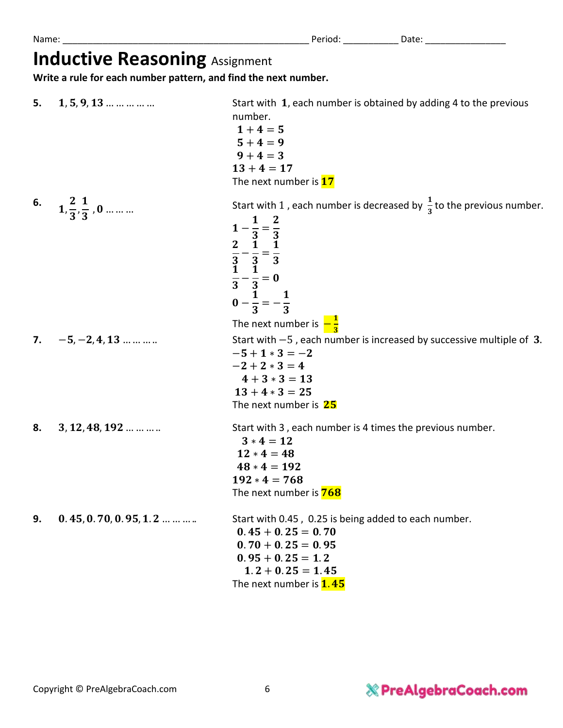Name: ______________________________________________ Period: __________ Date: _______________

# Inductive Reasoning Assignment

**Write a rule for each number pattern, and find the next number.**

**5.** $\mathbf{1, 5, 9, 13 \ldots \ldots \ldots \ldots \ldots}$

Start with $\mathbf{1}$, each number is obtained by adding 4 to the previous number.

$\mathbf{1 + 4 = 5}$
$\mathbf{5 + 4 = 9}$
$\mathbf{9 + 4 = 3}$
$\mathbf{13 + 4 = 17}$

The next number is **17**

**6.** $\mathbf{1, \frac{2}{3}, \frac{1}{3}, 0 \ldots \ldots \ldots}$

Start with 1 , each number is decreased by $\frac{1}{3}$ to the previous number.

$\mathbf{1 - \frac{1}{3} = \frac{2}{3}}$
$\mathbf{\frac{2}{3} - \frac{1}{3} = \frac{1}{3}}$
$\mathbf{\frac{1}{3} - \frac{1}{3} = 0}$
$\mathbf{0 - \frac{1}{3} = -\frac{1}{3}}$

The next number is $\mathbf{-\frac{1}{3}}$

**7.** $\mathbf{-5, -2, 4, 13 \ldots \ldots \ldots ..}$

Start with $-5$ , each number is increased by successive multiple of $\mathbf{3}$.

$\mathbf{-5 + 1 * 3 = -2}$
$\mathbf{-2 + 2 * 3 = 4}$
$\mathbf{4 + 3 * 3 = 13}$
$\mathbf{13 + 4 * 3 = 25}$

The next number is **25**

**8.** $\mathbf{3, 12, 48, 192 \ldots \ldots \ldots ..}$

Start with 3 , each number is 4 times the previous number.

$\mathbf{3 * 4 = 12}$
$\mathbf{12 * 4 = 48}$
$\mathbf{48 * 4 = 192}$
$\mathbf{192 * 4 = 768}$

The next number is **768**

**9.** $\mathbf{0.45, 0.70, 0.95, 1.2 \ldots \ldots \ldots ..}$

Start with 0.45 , 0.25 is being added to each number.

$\mathbf{0.45 + 0.25 = 0.70}$
$\mathbf{0.70 + 0.25 = 0.95}$
$\mathbf{0.95 + 0.25 = 1.2}$
$\mathbf{1.2 + 0.25 = 1.45}$

The next number is **1.45**

Copyright © PreAlgebraCoach.com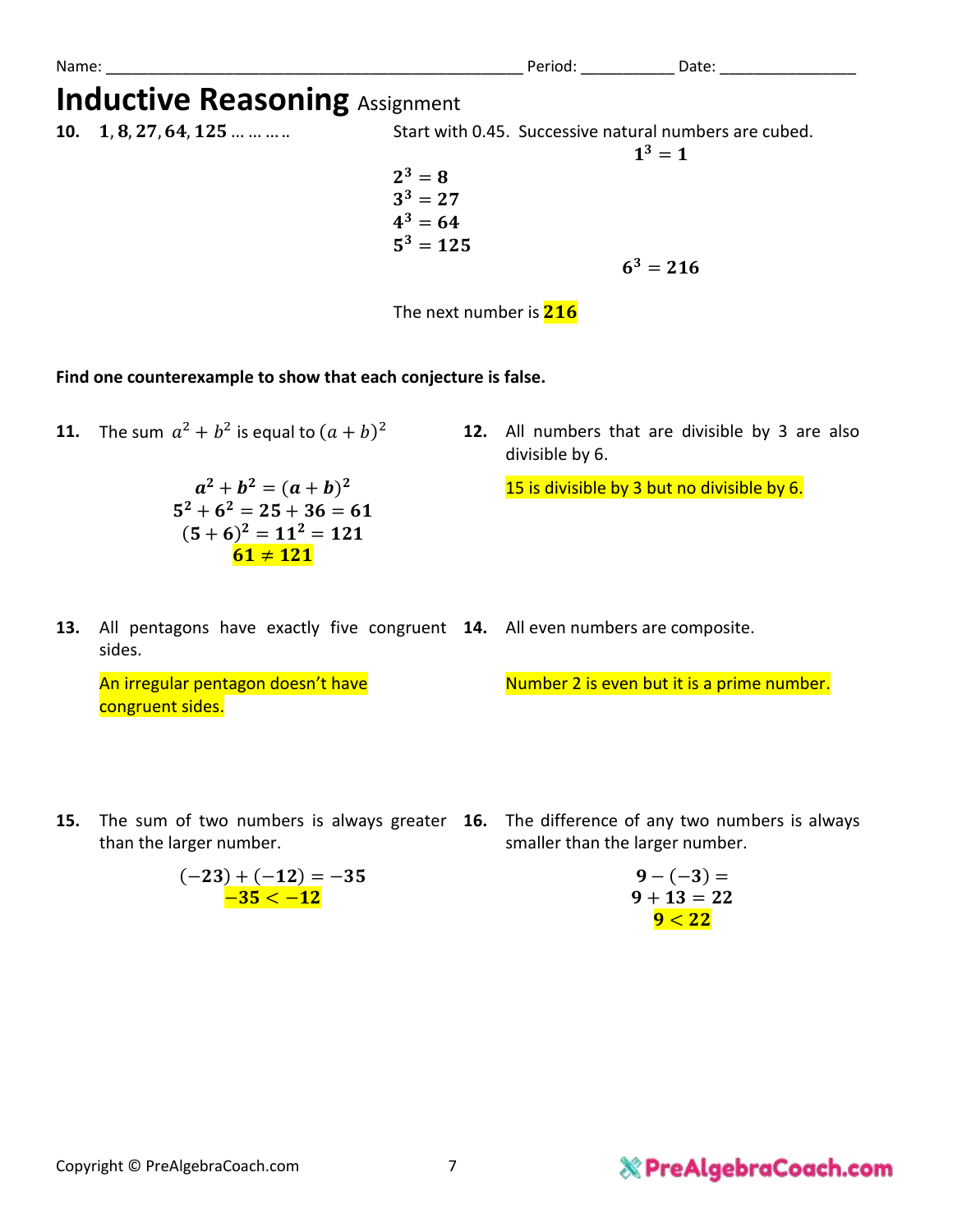Name: ______________________________________________ Period: __________ Date: _______________

# Inductive Reasoning Assignment

**10.** $\mathbf{1, 8, 27, 64, 125 \ldots\ldots\ldots}$

Start with 0.45. Successive natural numbers are cubed.

$$1^3 = 1$$

$$2^3 = 8$$

$$3^3 = 27$$

$$4^3 = 64$$

$$5^3 = 125$$

$$6^3 = 216$$

The next number is **216**

**Find one counterexample to show that each conjecture is false.**

**11.** The sum $a^2 + b^2$ is equal to $(a+b)^2$

$$a^2 + b^2 = (a+b)^2$$

$$5^2 + 6^2 = 25 + 36 = 61$$

$$(5+6)^2 = 11^2 = 121$$

$$61 \neq 121$$

**12.** All numbers that are divisible by 3 are also divisible by 6.

15 is divisible by 3 but no divisible by 6.

**13.** All pentagons have exactly five congruent sides.

An irregular pentagon doesn't have congruent sides.

**14.** All even numbers are composite.

Number 2 is even but it is a prime number.

**15.** The sum of two numbers is always greater than the larger number.

$$(-23) + (-12) = -35$$

$$-35 < -12$$

**16.** The difference of any two numbers is always smaller than the larger number.

$$9 - (-3) =$$

$$9 + 13 = 22$$

$$9 < 22$$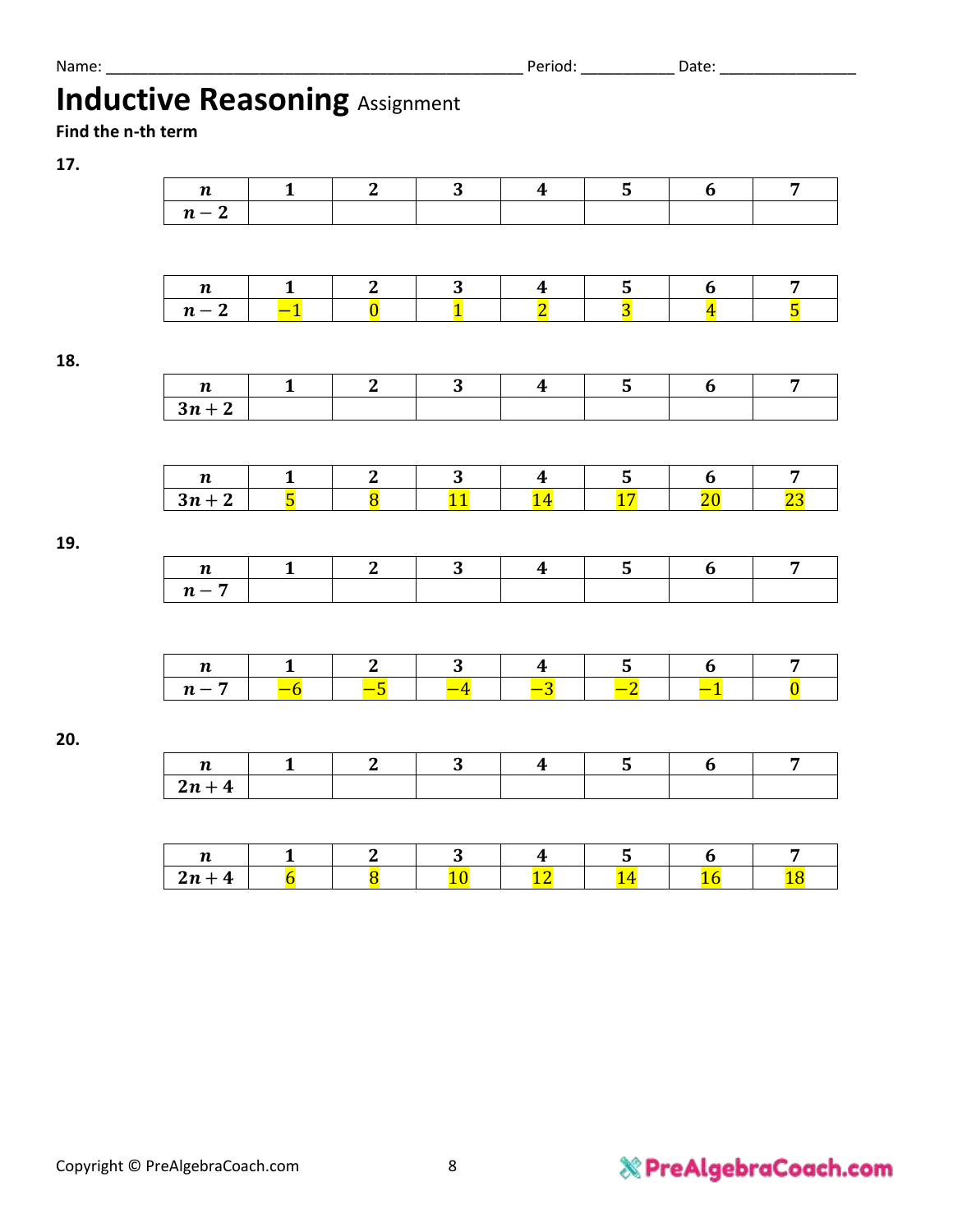Name: ______________________________________________ Period: __________ Date: _______________

# Inductive Reasoning Assignment

**Find the n-th term**

**17.**

| $n$ | 1 | 2 | 3 | 4 | 5 | 6 | 7 |
|---|---|---|---|---|---|---|---|
| $n-2$ | | | | | | | |

| $n$ | 1 | 2 | 3 | 4 | 5 | 6 | 7 |
|---|---|---|---|---|---|---|---|
| $n-2$ | $-1$ | $0$ | $1$ | $2$ | $3$ | $4$ | $5$ |

**18.**

| $n$ | 1 | 2 | 3 | 4 | 5 | 6 | 7 |
|---|---|---|---|---|---|---|---|
| $3n+2$ | | | | | | | |

| $n$ | 1 | 2 | 3 | 4 | 5 | 6 | 7 |
|---|---|---|---|---|---|---|---|
| $3n+2$ | $5$ | $8$ | $11$ | $14$ | $17$ | $20$ | $23$ |

**19.**

| $n$ | 1 | 2 | 3 | 4 | 5 | 6 | 7 |
|---|---|---|---|---|---|---|---|
| $n-7$ | | | | | | | |

| $n$ | 1 | 2 | 3 | 4 | 5 | 6 | 7 |
|---|---|---|---|---|---|---|---|
| $n-7$ | $-6$ | $-5$ | $-4$ | $-3$ | $-2$ | $-1$ | $0$ |

**20.**

| $n$ | 1 | 2 | 3 | 4 | 5 | 6 | 7 |
|---|---|---|---|---|---|---|---|
| $2n+4$ | | | | | | | |

| $n$ | 1 | 2 | 3 | 4 | 5 | 6 | 7 |
|---|---|---|---|---|---|---|---|
| $2n+4$ | $6$ | $8$ | $10$ | $12$ | $14$ | $16$ | $18$ |

Copyright © PreAlgebraCoach.com

PreAlgebraCoach.com